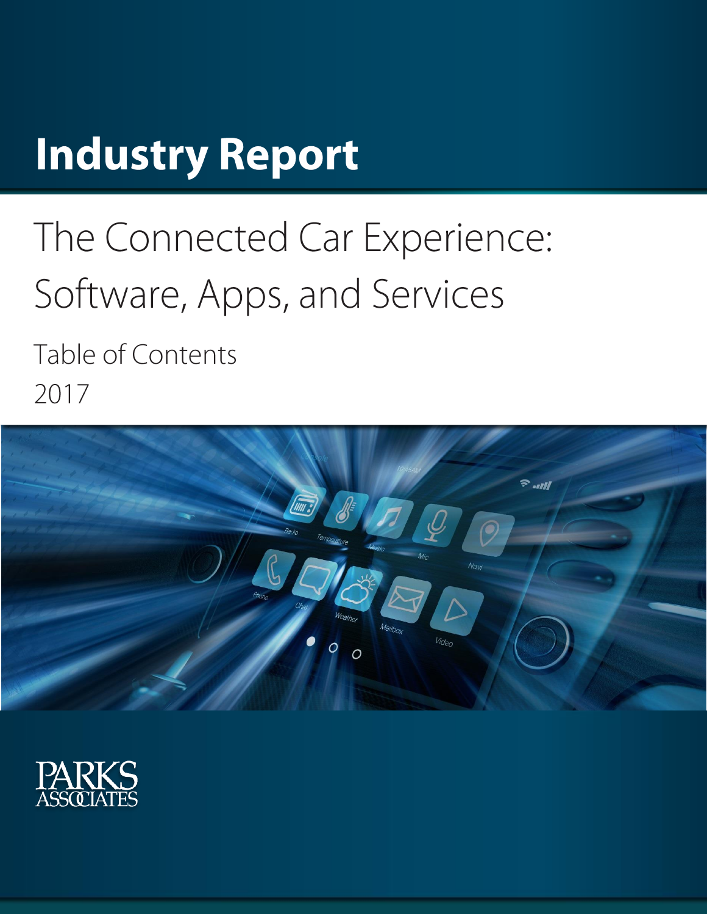# Industry Report

## The Connected Car Experience: Software, Apps, and Services

Table of Contents

2017

PARKS ASSOCIATES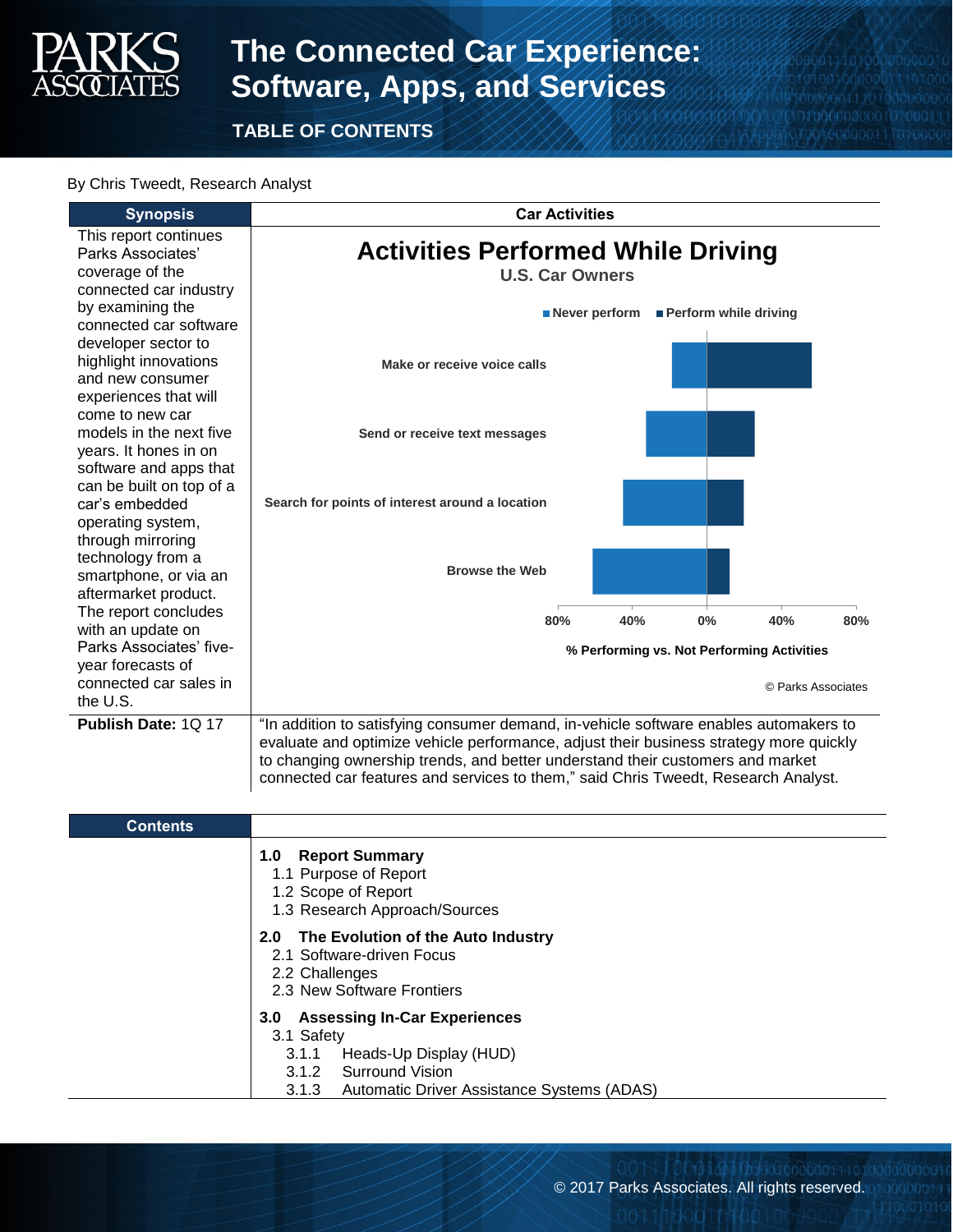# The Connected Car Experience: Software, Apps, and Services

**TABLE OF CONTENTS**

By Chris Tweedt, Research Analyst

## Synopsis

This report continues Parks Associates' coverage of the connected car industry by examining the connected car software developer sector to highlight innovations and new consumer experiences that will come to new car models in the next five years. It hones in on software and apps that can be built on top of a car's embedded operating system, through mirroring technology from a smartphone, or via an aftermarket product. The report concludes with an update on Parks Associates' five-year forecasts of connected car sales in the U.S.

**Publish Date:** 1Q 17

## Car Activities

Activities Performed While Driving

U.S. Car Owners

Never perform
Perform while driving

Make or receive voice calls
Send or receive text messages
Search for points of interest around a location
Browse the Web

80%
40%
0%
40%
80%

% Performing vs. Not Performing Activities

© Parks Associates

"In addition to satisfying consumer demand, in-vehicle software enables automakers to evaluate and optimize vehicle performance, adjust their business strategy more quickly to changing ownership trends, and better understand their customers and market connected car features and services to them," said Chris Tweedt, Research Analyst.

## Contents

**1.0 Report Summary**
- 1.1 Purpose of Report
- 1.2 Scope of Report
- 1.3 Research Approach/Sources

**2.0 The Evolution of the Auto Industry**
- 2.1 Software-driven Focus
- 2.2 Challenges
- 2.3 New Software Frontiers

**3.0 Assessing In-Car Experiences**
- 3.1 Safety
  - 3.1.1 Heads-Up Display (HUD)
  - 3.1.2 Surround Vision
  - 3.1.3 Automatic Driver Assistance Systems (ADAS)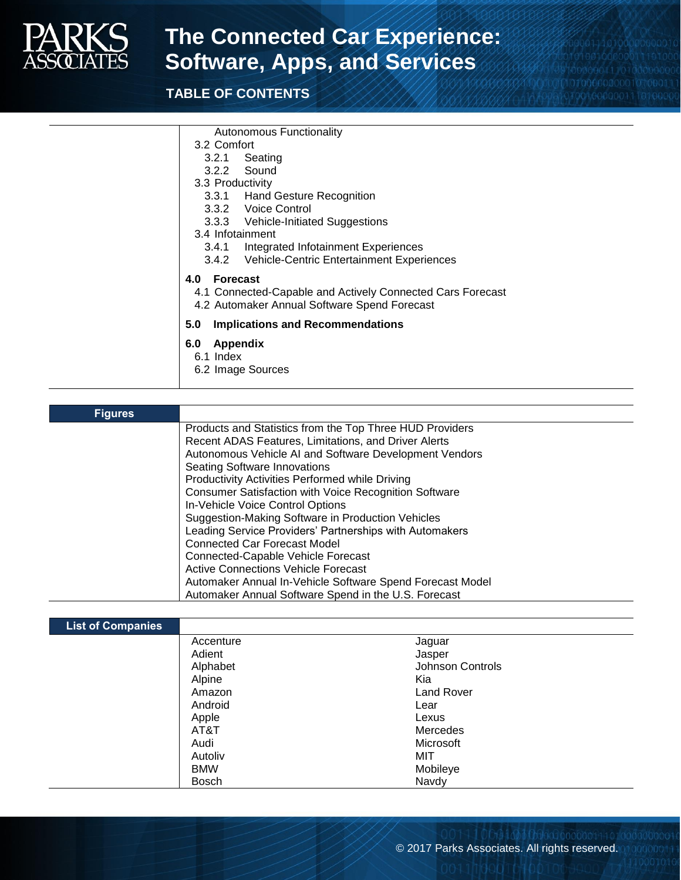Autonomous Functionality

3.2 Comfort

3.2.1 Seating

3.2.2 Sound

3.3 Productivity

3.3.1 Hand Gesture Recognition

3.3.2 Voice Control

3.3.3 Vehicle-Initiated Suggestions

3.4 Infotainment

3.4.1 Integrated Infotainment Experiences

3.4.2 Vehicle-Centric Entertainment Experiences

**4.0 Forecast**

4.1 Connected-Capable and Actively Connected Cars Forecast

4.2 Automaker Annual Software Spend Forecast

**5.0 Implications and Recommendations**

**6.0 Appendix**

6.1 Index

6.2 Image Sources

## Figures

Products and Statistics from the Top Three HUD Providers
Recent ADAS Features, Limitations, and Driver Alerts
Autonomous Vehicle AI and Software Development Vendors
Seating Software Innovations
Productivity Activities Performed while Driving
Consumer Satisfaction with Voice Recognition Software
In-Vehicle Voice Control Options
Suggestion-Making Software in Production Vehicles
Leading Service Providers' Partnerships with Automakers
Connected Car Forecast Model
Connected-Capable Vehicle Forecast
Active Connections Vehicle Forecast
Automaker Annual In-Vehicle Software Spend Forecast Model
Automaker Annual Software Spend in the U.S. Forecast

## List of Companies

Accenture
Adient
Alphabet
Alpine
Amazon
Android
Apple
AT&T
Audi
Autoliv
BMW
Bosch
Jaguar
Jasper
Johnson Controls
Kia
Land Rover
Lear
Lexus
Mercedes
Microsoft
MIT
Mobileye
Navdy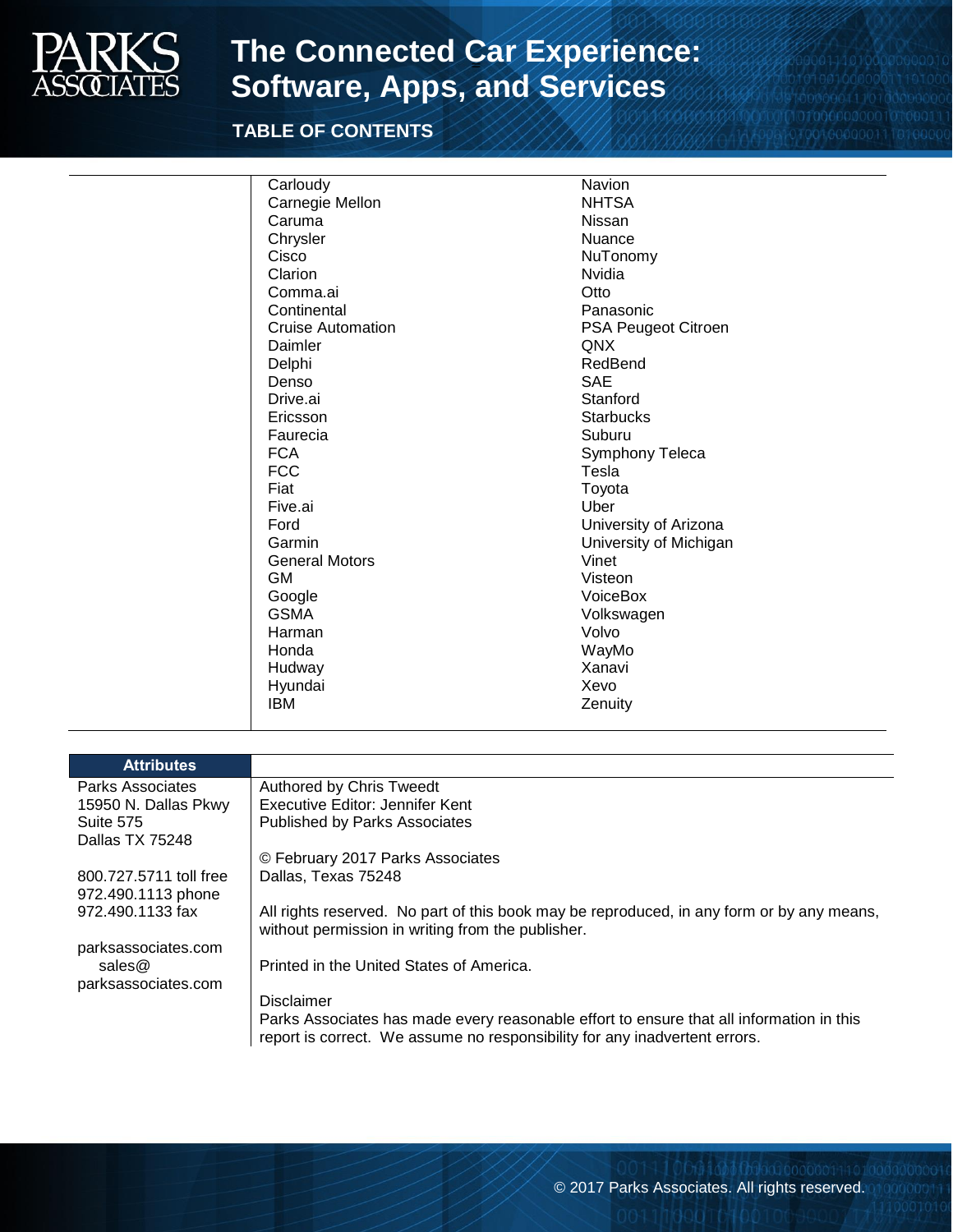| | | |
|---|---|---|
| | Carloudy | Navion |
| | Carnegie Mellon | NHTSA |
| | Caruma | Nissan |
| | Chrysler | Nuance |
| | Cisco | NuTonomy |
| | Clarion | Nvidia |
| | Comma.ai | Otto |
| | Continental | Panasonic |
| | Cruise Automation | PSA Peugeot Citroen |
| | Daimler | QNX |
| | Delphi | RedBend |
| | Denso | SAE |
| | Drive.ai | Stanford |
| | Ericsson | Starbucks |
| | Faurecia | Suburu |
| | FCA | Symphony Teleca |
| | FCC | Tesla |
| | Fiat | Toyota |
| | Five.ai | Uber |
| | Ford | University of Arizona |
| | Garmin | University of Michigan |
| | General Motors | Vinet |
| | GM | Visteon |
| | Google | VoiceBox |
| | GSMA | Volkswagen |
| | Harman | Volvo |
| | Honda | WayMo |
| | Hudway | Xanavi |
| | Hyundai | Xevo |
| | IBM | Zenuity |

| Attributes | |
|---|---|
| Parks Associates<br>15950 N. Dallas Pkwy<br>Suite 575<br>Dallas TX 75248<br><br>800.727.5711 toll free<br>972.490.1113 phone<br>972.490.1133 fax<br><br>parksassociates.com<br>sales@<br>parksassociates.com | Authored by Chris Tweedt<br>Executive Editor: Jennifer Kent<br>Published by Parks Associates<br><br>© February 2017 Parks Associates<br>Dallas, Texas 75248<br><br>All rights reserved. No part of this book may be reproduced, in any form or by any means, without permission in writing from the publisher.<br><br>Printed in the United States of America.<br><br>Disclaimer<br>Parks Associates has made every reasonable effort to ensure that all information in this report is correct. We assume no responsibility for any inadvertent errors. |